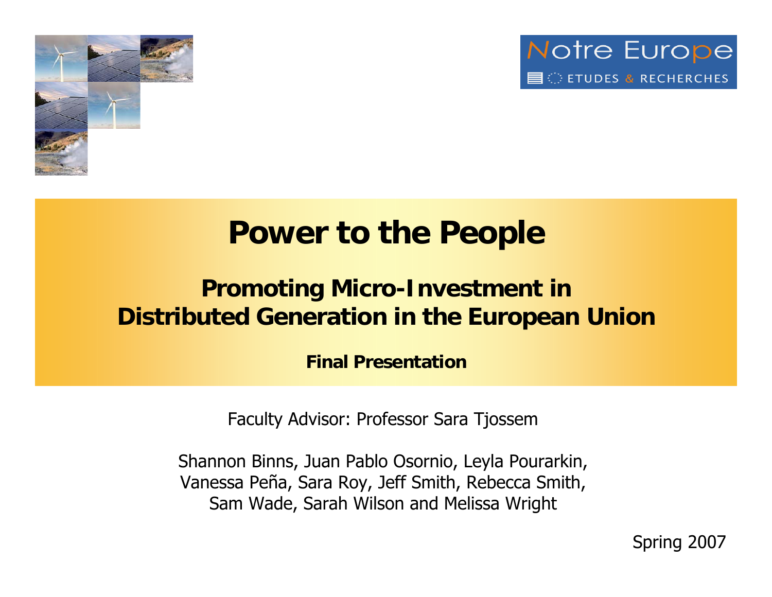Notre Europe
ETUDES & RECHERCHES

# Power to the People

## Promoting Micro-Investment in Distributed Generation in the European Union

**Final Presentation**

Faculty Advisor: Professor Sara Tjossem

Shannon Binns, Juan Pablo Osornio, Leyla Pourarkin, Vanessa Peña, Sara Roy, Jeff Smith, Rebecca Smith, Sam Wade, Sarah Wilson and Melissa Wright

Spring 2007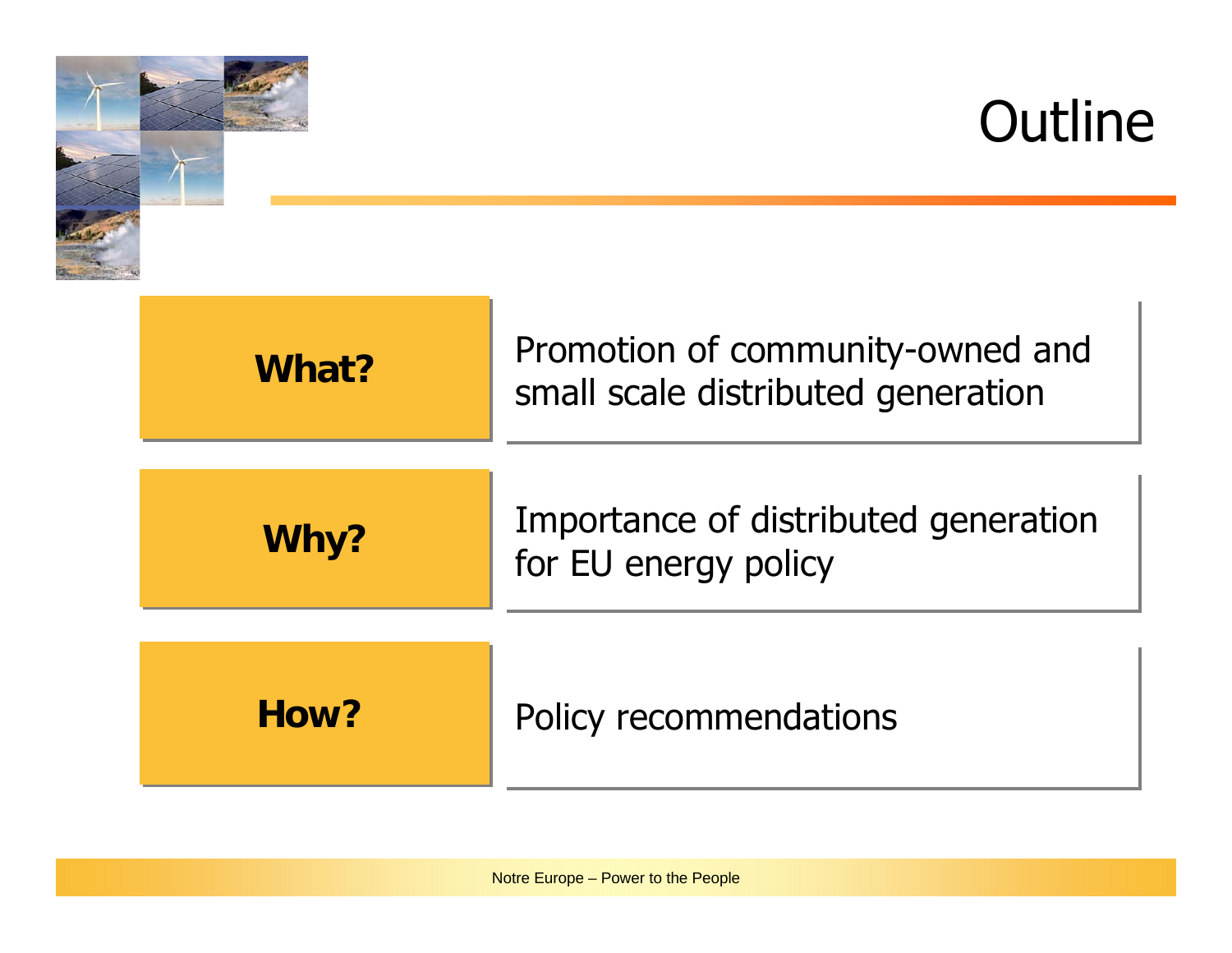# Outline

| | |
|---|---|
| **What?** | Promotion of community-owned and small scale distributed generation |
| **Why?** | Importance of distributed generation for EU energy policy |
| **How?** | Policy recommendations |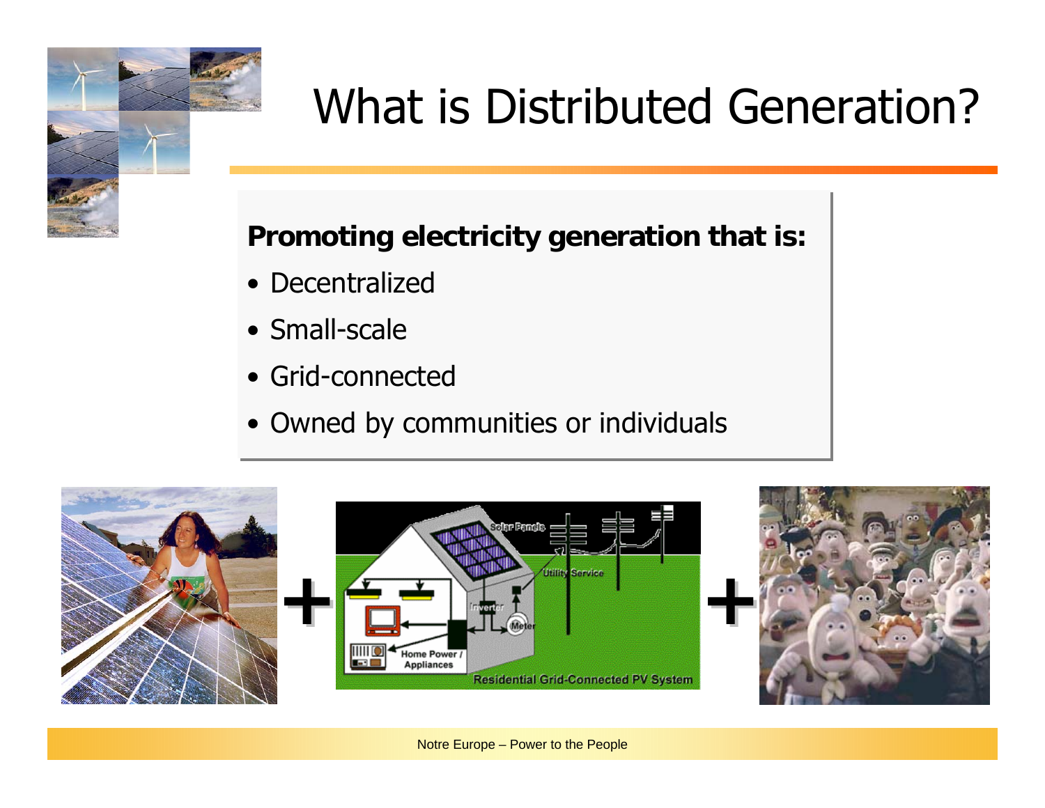# What is Distributed Generation?

**Promoting electricity generation that is:**

- Decentralized
- Small-scale
- Grid-connected
- Owned by communities or individuals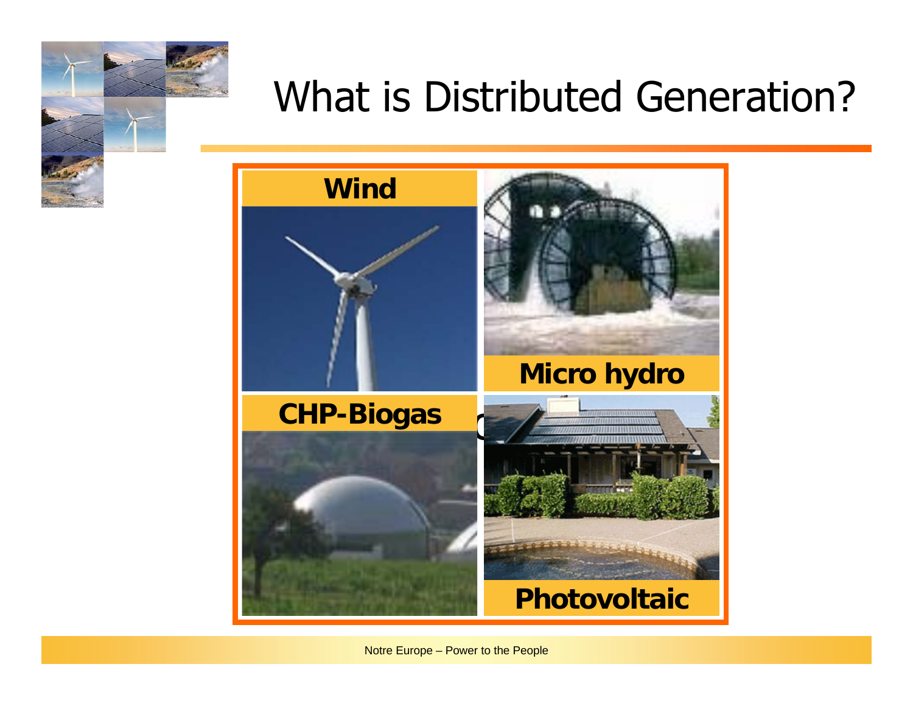# What is Distributed Generation?

**Wind**

**Micro hydro**

**CHP-Biogas**

**Photovoltaic**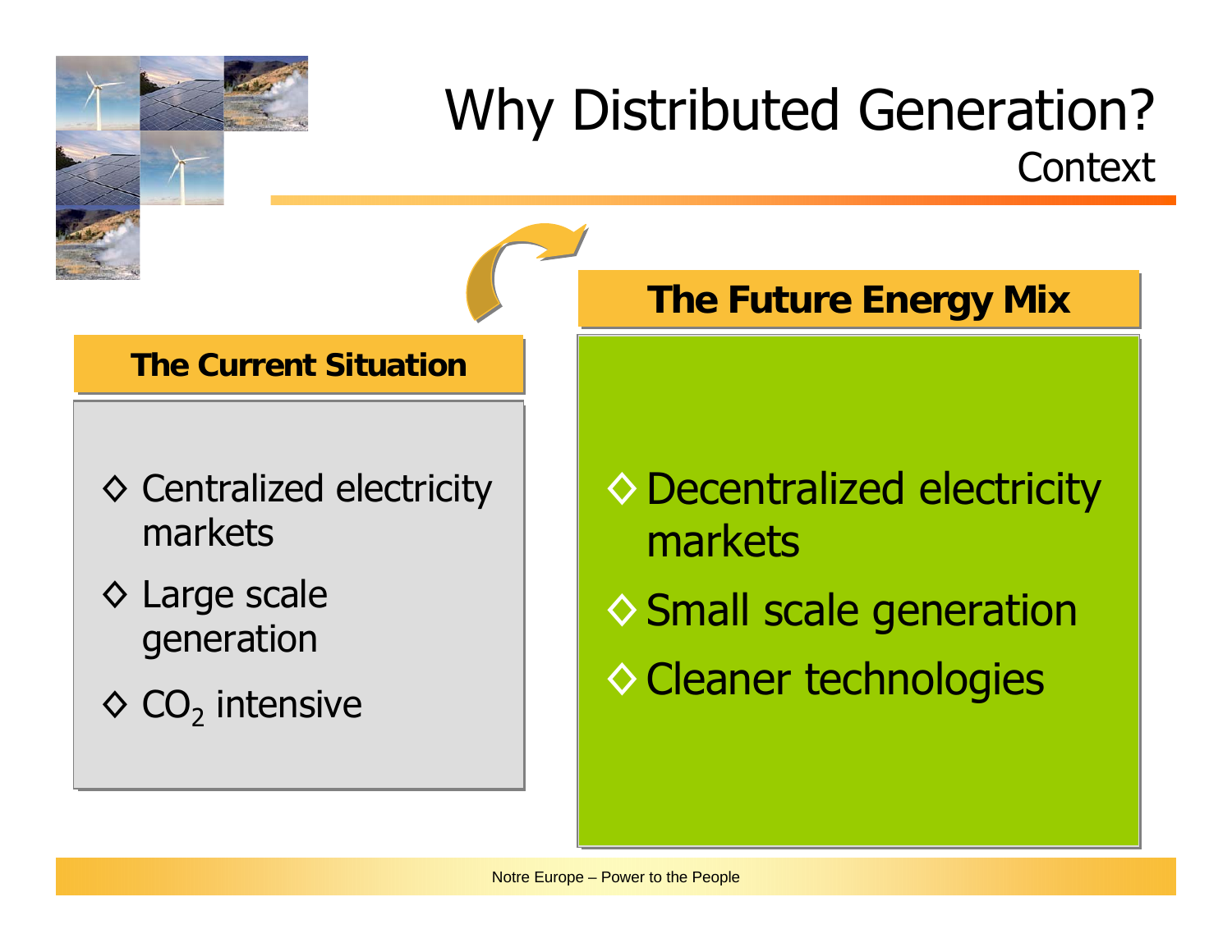# Why Distributed Generation?

## Context

### The Current Situation

- Centralized electricity markets
- Large scale generation
- $CO_2$ intensive

### The Future Energy Mix

- Decentralized electricity markets
- Small scale generation
- Cleaner technologies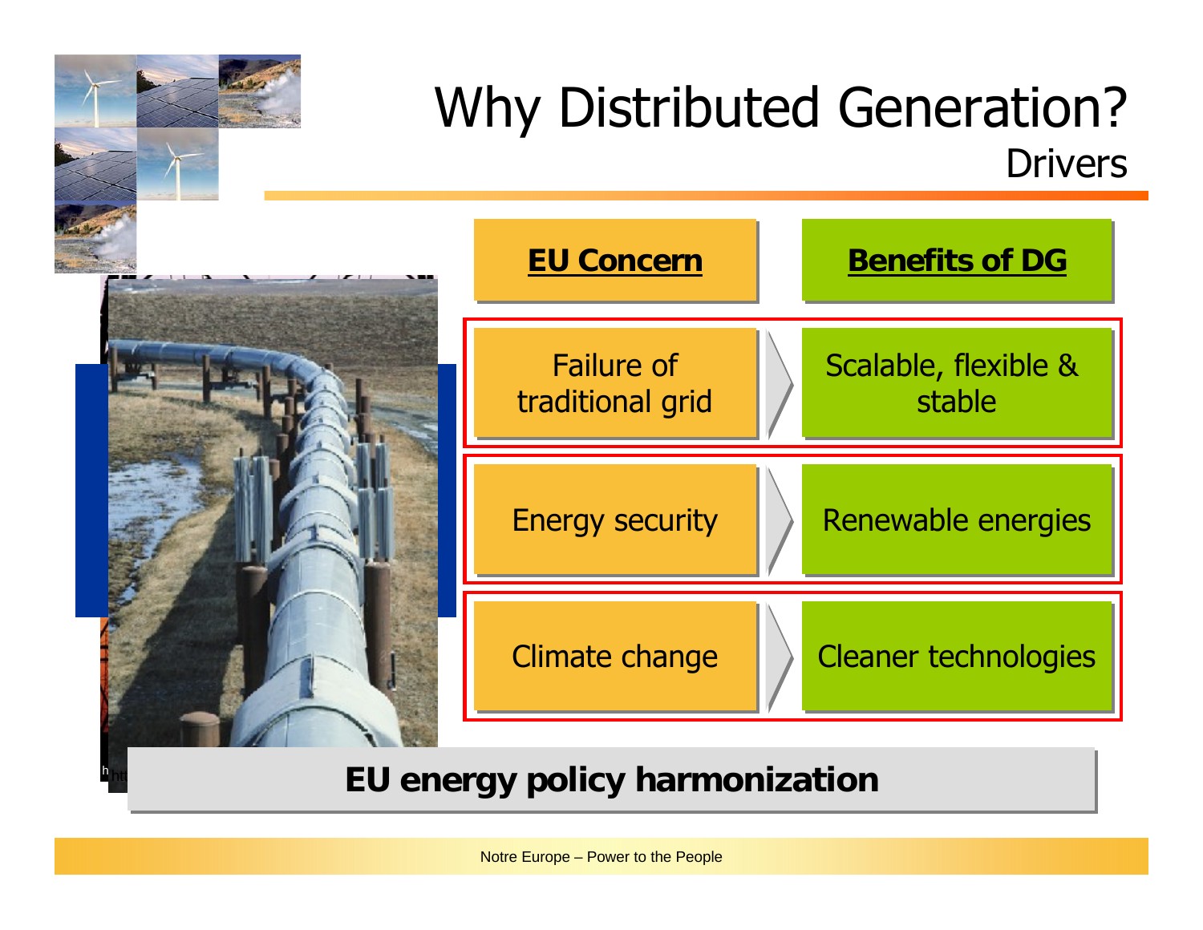# Why Distributed Generation?

## Drivers

| EU Concern | Benefits of DG |
|---|---|
| Failure of traditional grid | Scalable, flexible & stable |
| Energy security | Renewable energies |
| Climate change | Cleaner technologies |

**EU energy policy harmonization**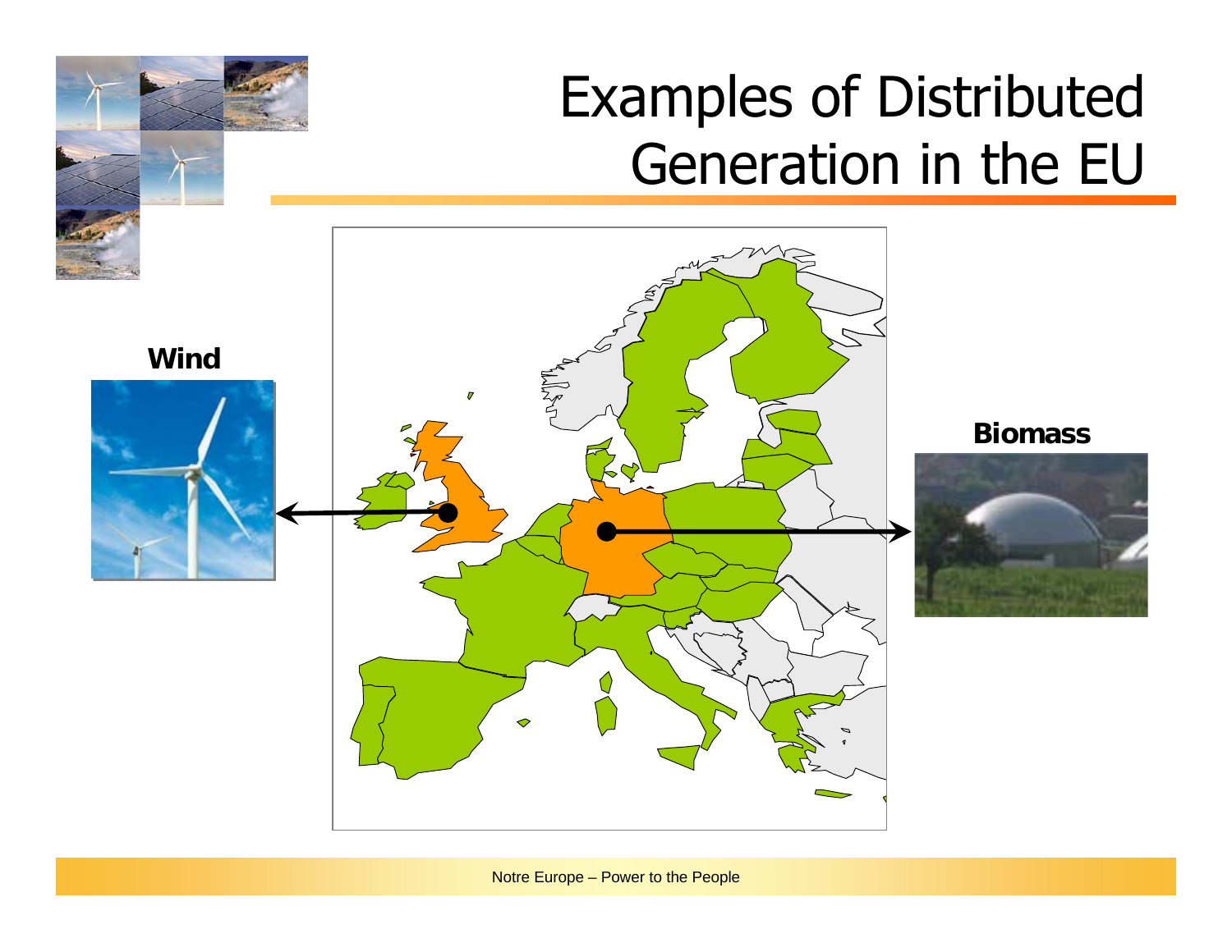# Examples of Distributed Generation in the EU

**Wind**

**Biomass**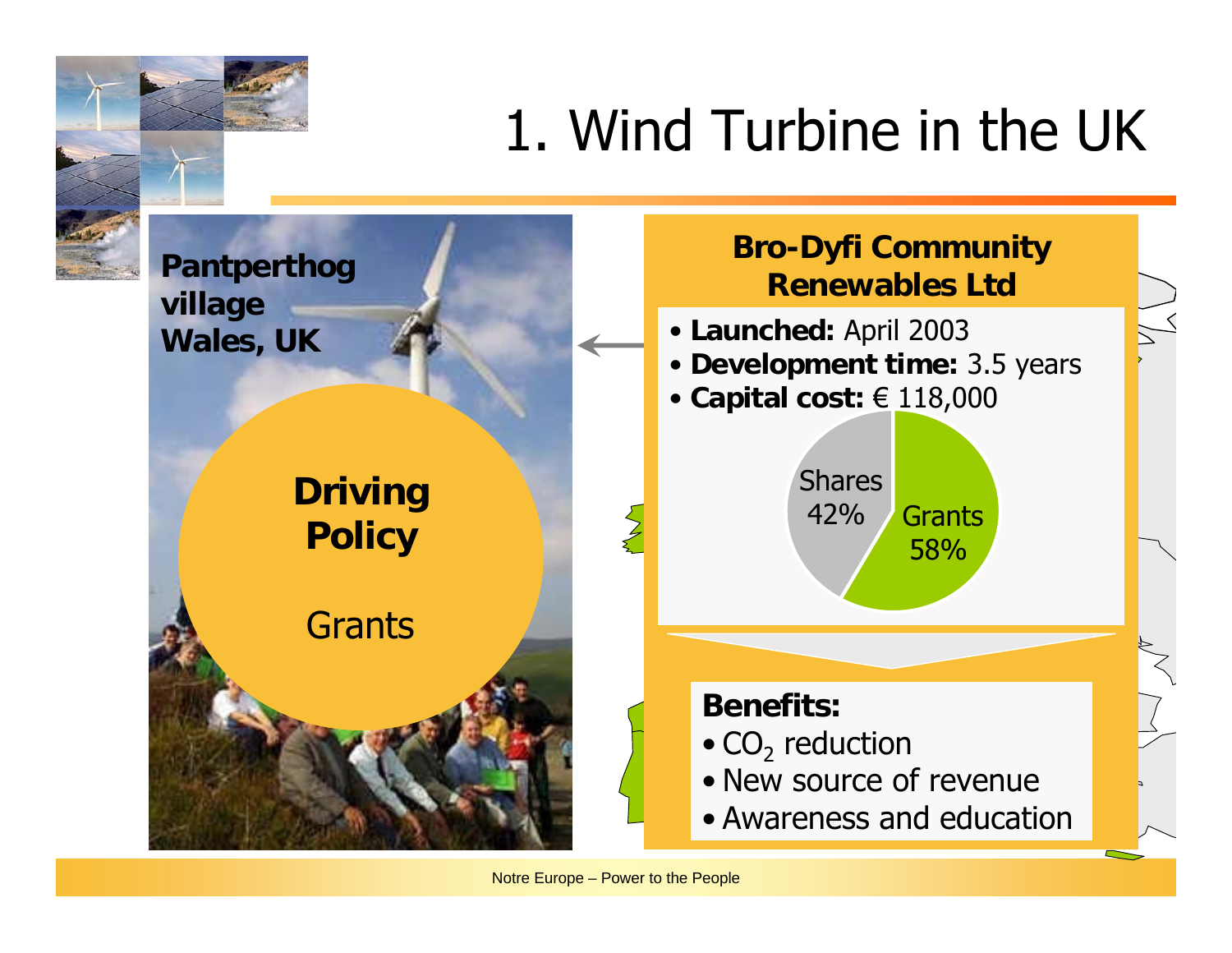# 1. Wind Turbine in the UK

**Pantperthog village Wales, UK**

**Driving Policy**

Grants

**Bro-Dyfi Community Renewables Ltd**

- **Launched:** April 2003
- **Development time:** 3.5 years
- **Capital cost:** € 118,000

Shares 42%

Grants 58%

**Benefits:**

- $CO_2$ reduction
- New source of revenue
- Awareness and education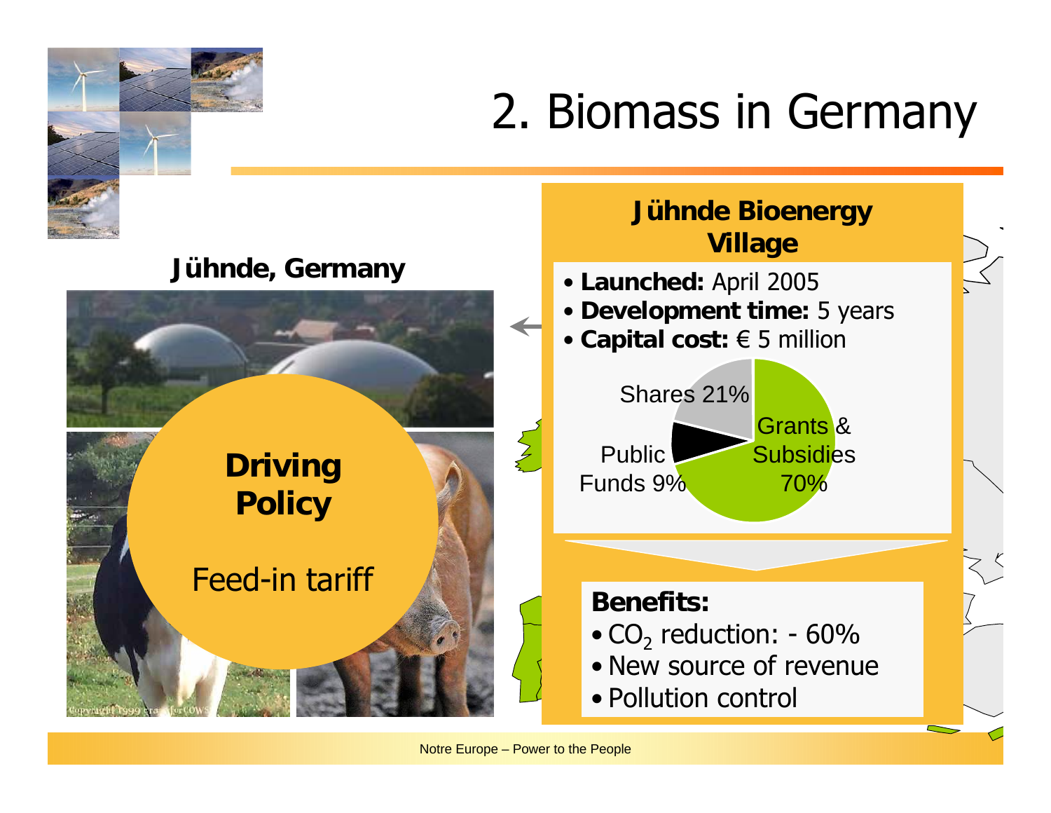# 2. Biomass in Germany

**Jühnde, Germany**

**Driving Policy**

Feed-in tariff

**Jühnde Bioenergy Village**

- **Launched:** April 2005
- **Development time:** 5 years
- **Capital cost:** € 5 million

Shares 21%

Public Funds 9%

Grants & Subsidies 70%

**Benefits:**

- $CO_2$ reduction: - 60%
- New source of revenue
- Pollution control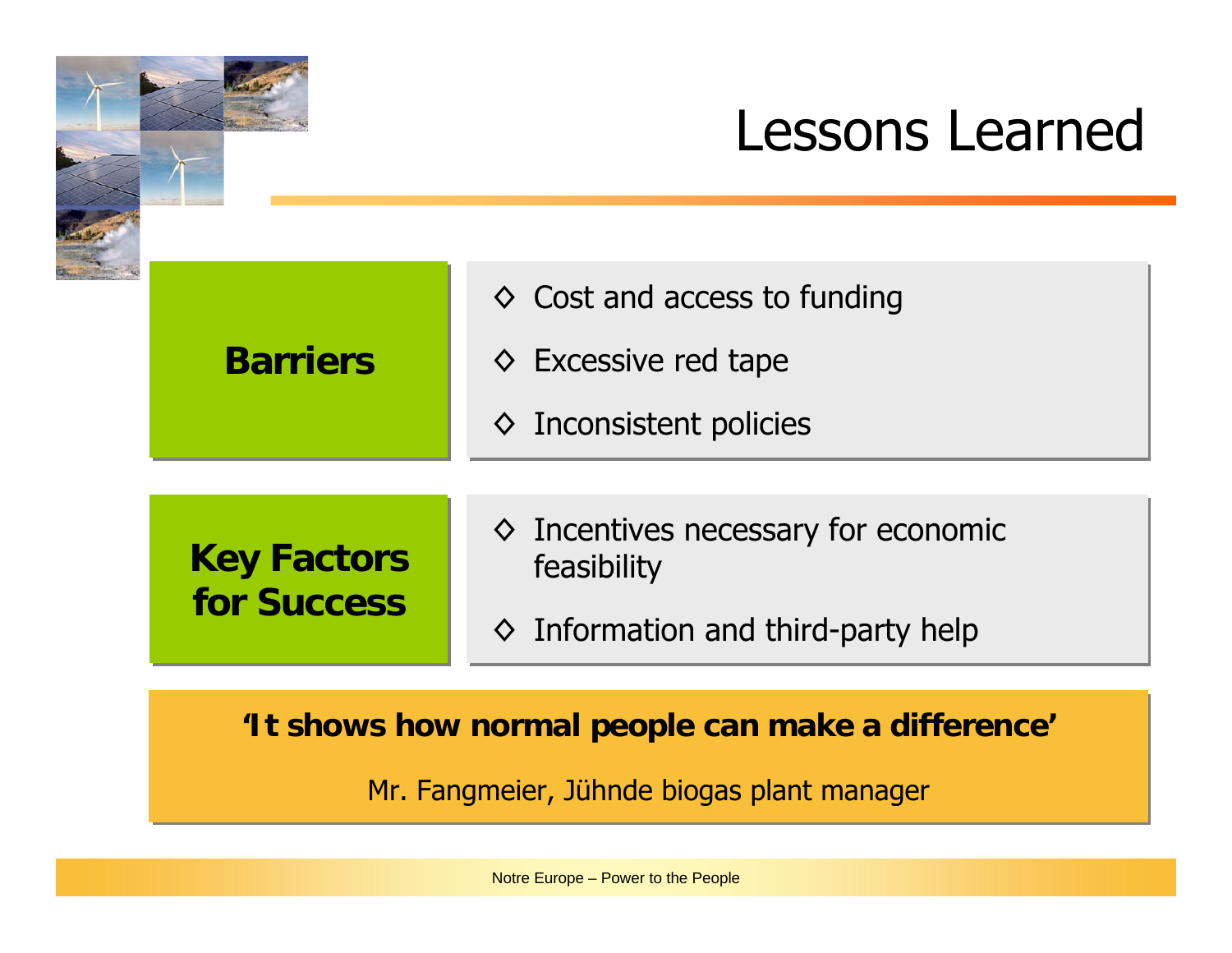# Lessons Learned

**Barriers**

- Cost and access to funding
- Excessive red tape
- Inconsistent policies

**Key Factors for Success**

- Incentives necessary for economic feasibility
- Information and third-party help

**‘It shows how normal people can make a difference’**

Mr. Fangmeier, Jühnde biogas plant manager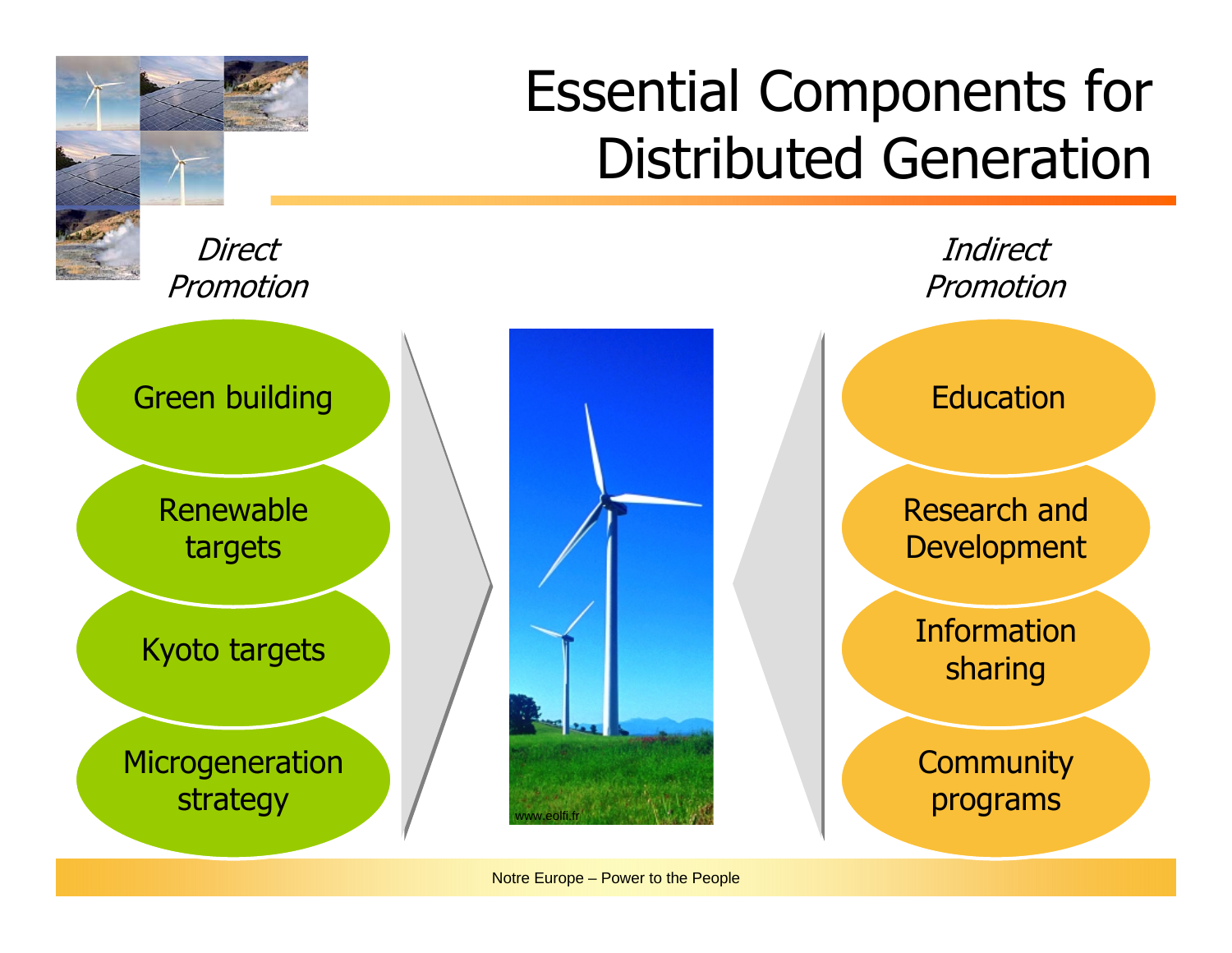# Essential Components for Distributed Generation

*Direct Promotion*

- Green building
- Renewable targets
- Kyoto targets
- Microgeneration strategy

*Indirect Promotion*

- Education
- Research and Development
- Information sharing
- Community programs

www.eolfi.fr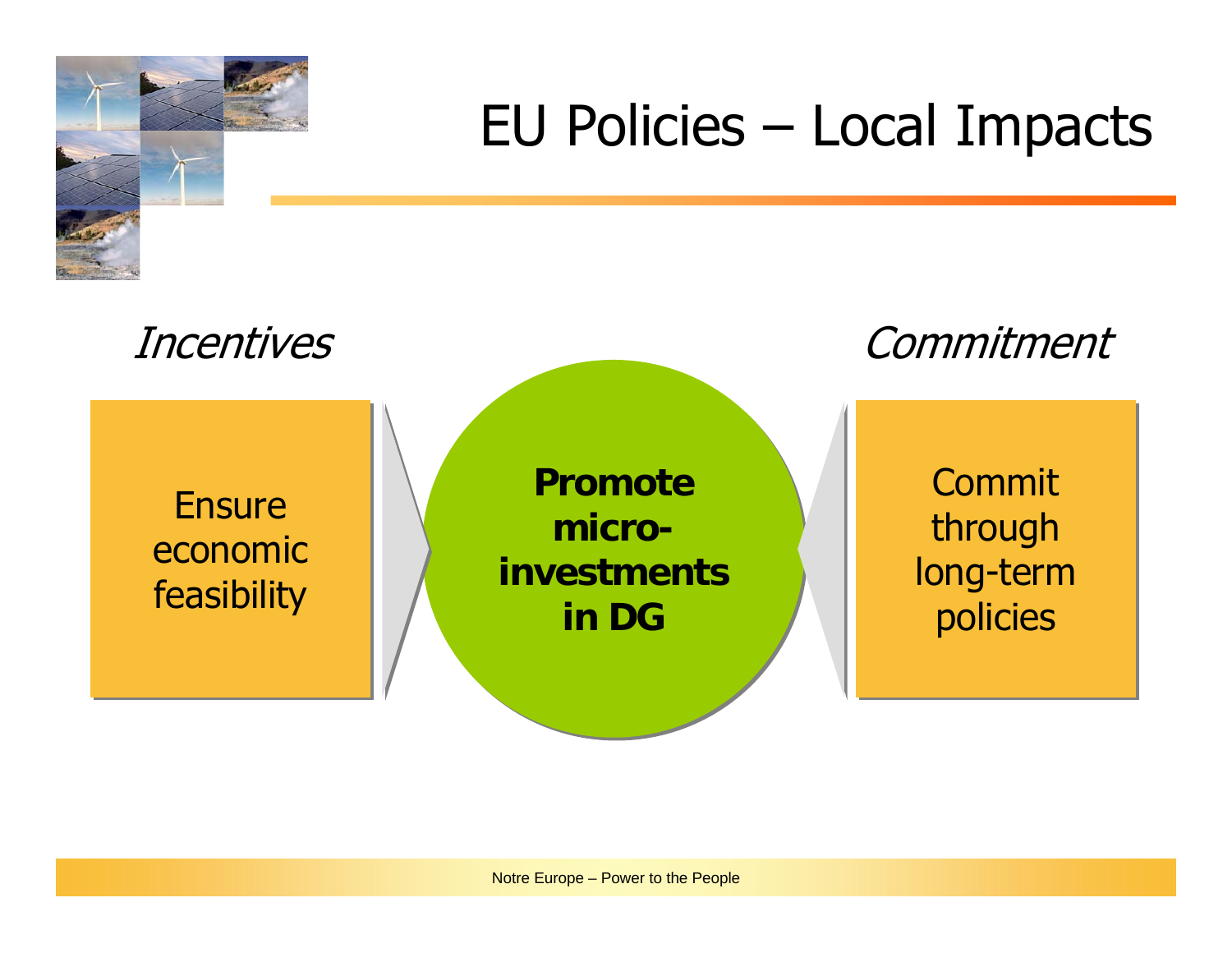# EU Policies – Local Impacts

*Incentives*

Ensure economic feasibility

**Promote micro-investments in DG**

*Commitment*

Commit through long-term policies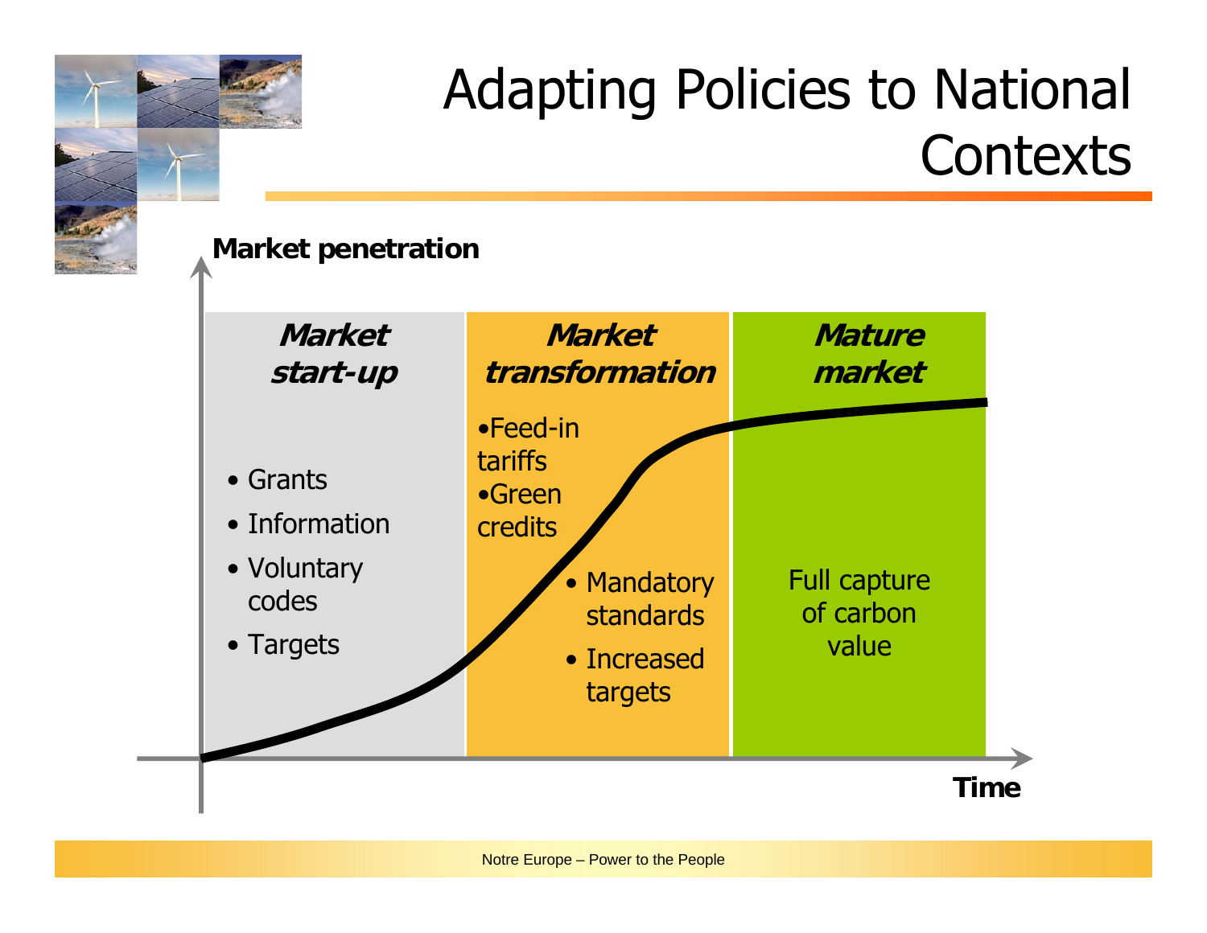# Adapting Policies to National Contexts

**Market penetration**

| *Market start-up* | *Market transformation* | *Mature market* |
| --- | --- | --- |
| • Grants<br>• Information<br>• Voluntary codes<br>• Targets | •Feed-in tariffs<br>•Green credits<br>• Mandatory standards<br>• Increased targets | Full capture of carbon value |

**Time**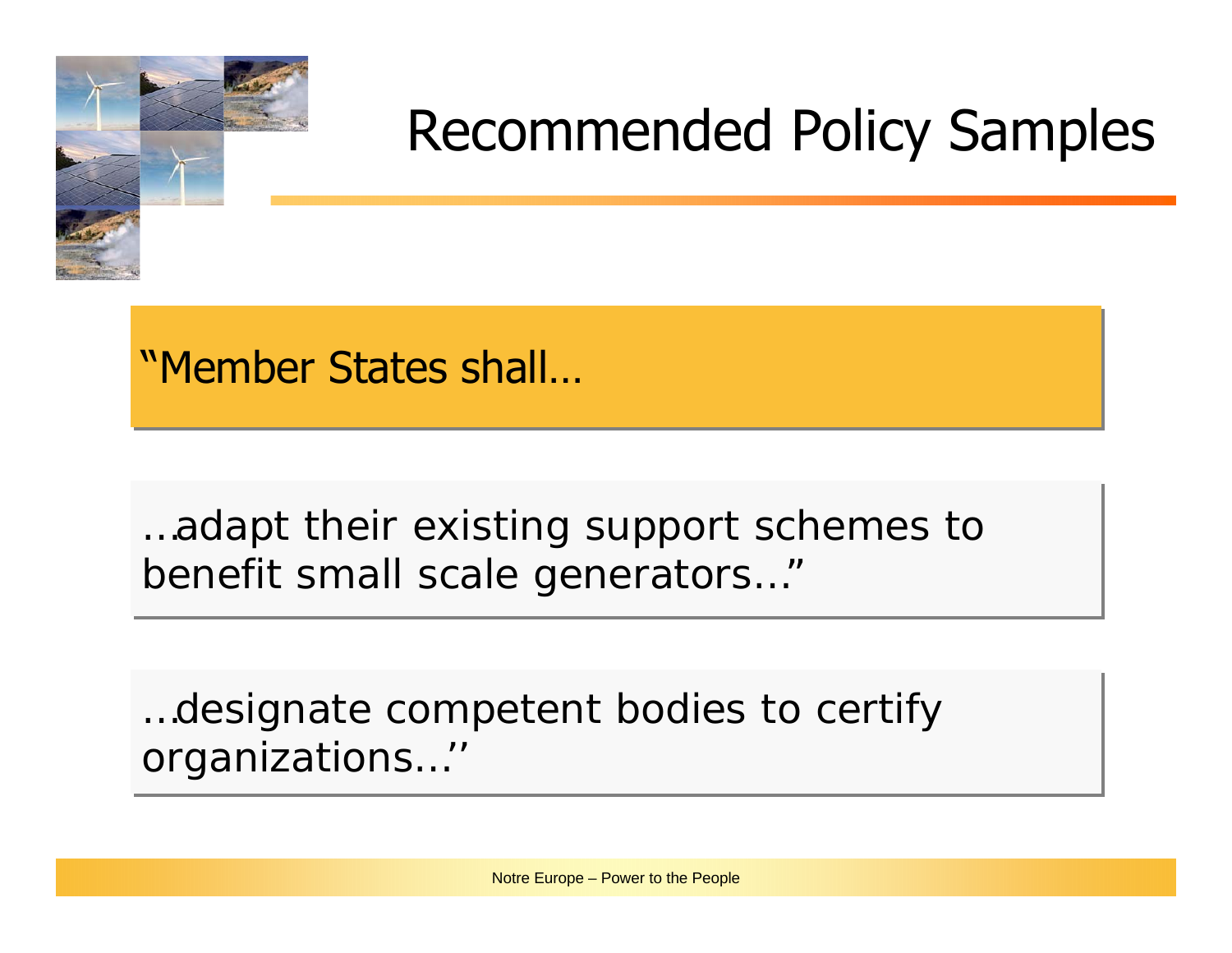# Recommended Policy Samples

"Member States shall…

…adapt their existing support schemes to benefit small scale generators…"

…designate competent bodies to certify organizations…''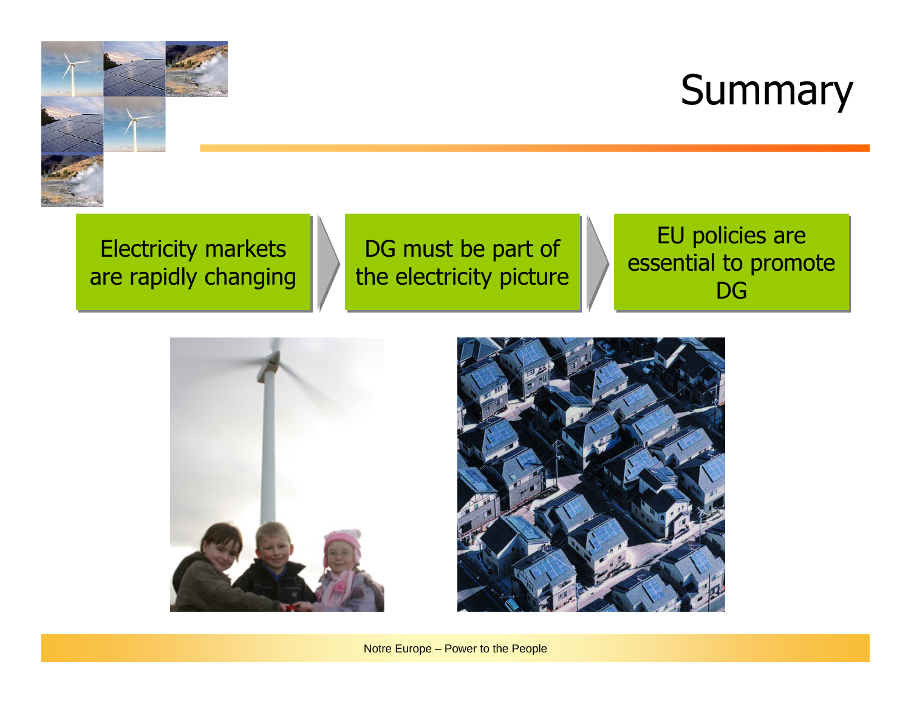# Summary

Electricity markets are rapidly changing → DG must be part of the electricity picture → EU policies are essential to promote DG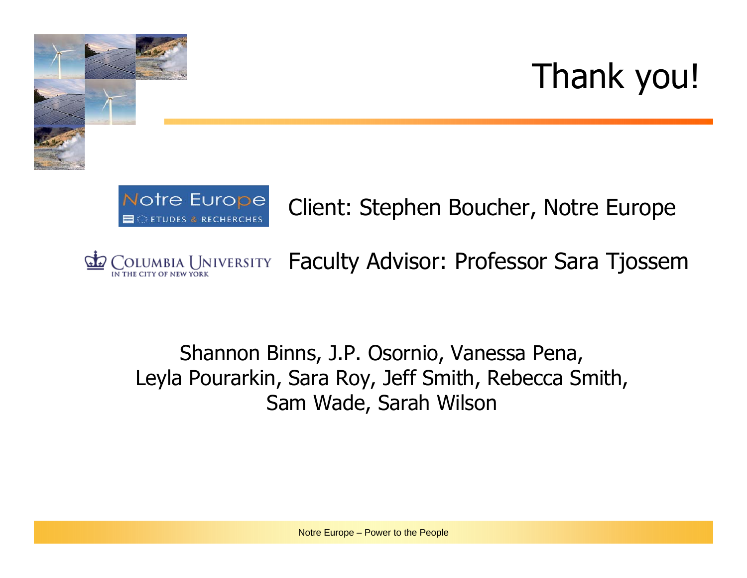# Thank you!

Client: Stephen Boucher, Notre Europe

Faculty Advisor: Professor Sara Tjossem

Shannon Binns, J.P. Osornio, Vanessa Pena,
Leyla Pourarkin, Sara Roy, Jeff Smith, Rebecca Smith,
Sam Wade, Sarah Wilson